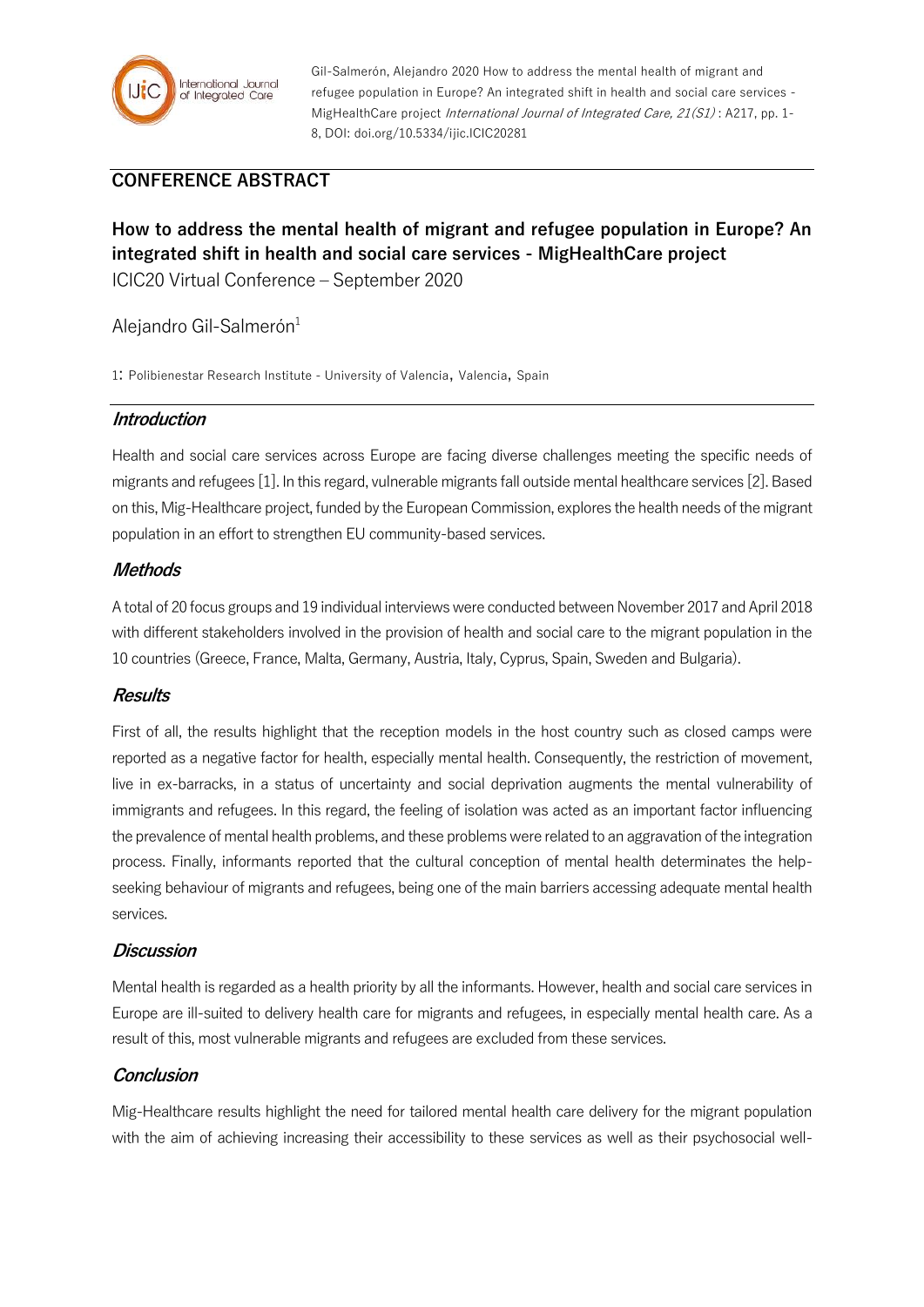Gil-Salmerón, Alejandro 2020 How to address the mental health of migrant and refugee population in Europe? An integrated shift in health and social care services - MigHealthCare project *International Journal of Integrated Care, 21(S1)* : A217, pp. 1-8, DOI: doi.org/10.5334/ijic.ICIC20281

## CONFERENCE ABSTRACT

# How to address the mental health of migrant and refugee population in Europe? An integrated shift in health and social care services - MigHealthCare project

ICIC20 Virtual Conference – September 2020

Alejandro Gil-Salmerón[1]

1: Polibienestar Research Institute - University of Valencia, Valencia, Spain

### *Introduction*

Health and social care services across Europe are facing diverse challenges meeting the specific needs of migrants and refugees [1]. In this regard, vulnerable migrants fall outside mental healthcare services [2]. Based on this, Mig-Healthcare project, funded by the European Commission, explores the health needs of the migrant population in an effort to strengthen EU community-based services.

### *Methods*

A total of 20 focus groups and 19 individual interviews were conducted between November 2017 and April 2018 with different stakeholders involved in the provision of health and social care to the migrant population in the 10 countries (Greece, France, Malta, Germany, Austria, Italy, Cyprus, Spain, Sweden and Bulgaria).

### *Results*

First of all, the results highlight that the reception models in the host country such as closed camps were reported as a negative factor for health, especially mental health. Consequently, the restriction of movement, live in ex-barracks, in a status of uncertainty and social deprivation augments the mental vulnerability of immigrants and refugees. In this regard, the feeling of isolation was acted as an important factor influencing the prevalence of mental health problems, and these problems were related to an aggravation of the integration process. Finally, informants reported that the cultural conception of mental health determinates the help-seeking behaviour of migrants and refugees, being one of the main barriers accessing adequate mental health services.

### *Discussion*

Mental health is regarded as a health priority by all the informants. However, health and social care services in Europe are ill-suited to delivery health care for migrants and refugees, in especially mental health care. As a result of this, most vulnerable migrants and refugees are excluded from these services.

### *Conclusion*

Mig-Healthcare results highlight the need for tailored mental health care delivery for the migrant population with the aim of achieving increasing their accessibility to these services as well as their psychosocial well-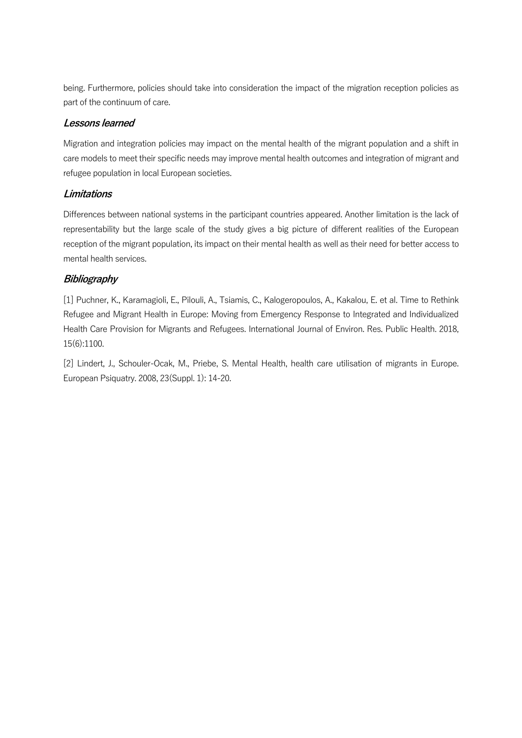being. Furthermore, policies should take into consideration the impact of the migration reception policies as part of the continuum of care.

### *Lessons learned*

Migration and integration policies may impact on the mental health of the migrant population and a shift in care models to meet their specific needs may improve mental health outcomes and integration of migrant and refugee population in local European societies.

### *Limitations*

Differences between national systems in the participant countries appeared. Another limitation is the lack of representability but the large scale of the study gives a big picture of different realities of the European reception of the migrant population, its impact on their mental health as well as their need for better access to mental health services.

### *Bibliography*

[1] Puchner, K., Karamagioli, E., Pilouli, A., Tsiamis, C., Kalogeropoulos, A., Kakalou, E. et al. Time to Rethink Refugee and Migrant Health in Europe: Moving from Emergency Response to Integrated and Individualized Health Care Provision for Migrants and Refugees. International Journal of Environ. Res. Public Health. 2018, 15(6):1100.

[2] Lindert, J., Schouler-Ocak, M., Priebe, S. Mental Health, health care utilisation of migrants in Europe. European Psiquatry. 2008, 23(Suppl. 1): 14-20.